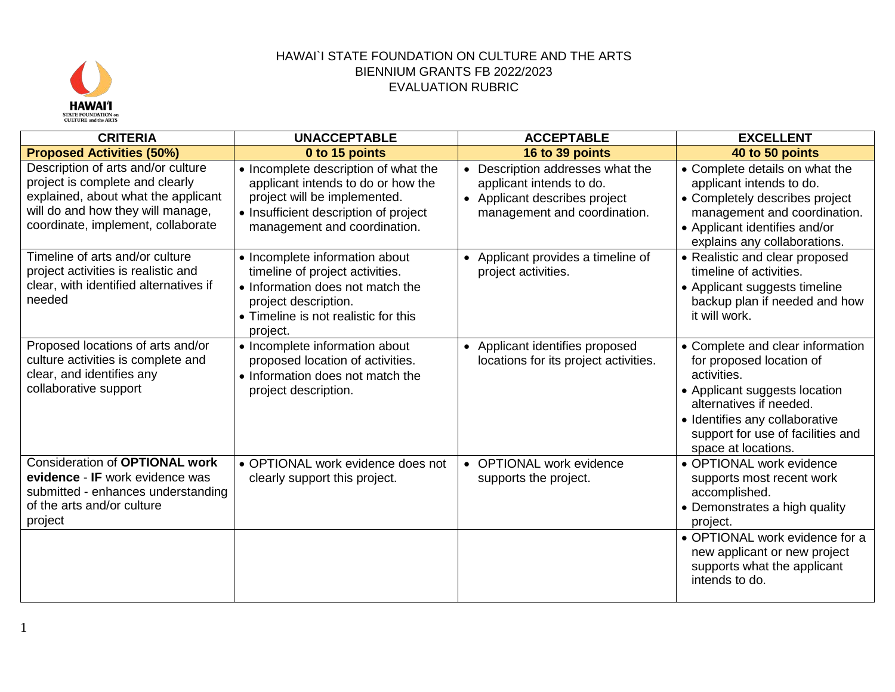# HAWAI`I STATE FOUNDATION ON CULTURE AND THE ARTS
## BIENNIUM GRANTS FB 2022/2023
## EVALUATION RUBRIC

| CRITERIA | UNACCEPTABLE | ACCEPTABLE | EXCELLENT |
|---|---|---|---|
| **Proposed Activities (50%)** | **0 to 15 points** | **16 to 39 points** | **40 to 50 points** |
| Description of arts and/or culture project is complete and clearly explained, about what the applicant will do and how they will manage, coordinate, implement, collaborate | • Incomplete description of what the applicant intends to do or how the project will be implemented.<br>• Insufficient description of project management and coordination. | • Description addresses what the applicant intends to do.<br>• Applicant describes project management and coordination. | • Complete details on what the applicant intends to do.<br>• Completely describes project management and coordination.<br>• Applicant identifies and/or explains any collaborations. |
| Timeline of arts and/or culture project activities is realistic and clear, with identified alternatives if needed | • Incomplete information about timeline of project activities.<br>• Information does not match the project description.<br>• Timeline is not realistic for this project. | • Applicant provides a timeline of project activities. | • Realistic and clear proposed timeline of activities.<br>• Applicant suggests timeline backup plan if needed and how it will work. |
| Proposed locations of arts and/or culture activities is complete and clear, and identifies any collaborative support | • Incomplete information about proposed location of activities.<br>• Information does not match the project description. | • Applicant identifies proposed locations for its project activities. | • Complete and clear information for proposed location of activities.<br>• Applicant suggests location alternatives if needed.<br>• Identifies any collaborative support for use of facilities and space at locations. |
| Consideration of **OPTIONAL work evidence** - **IF** work evidence was submitted - enhances understanding of the arts and/or culture project | • OPTIONAL work evidence does not clearly support this project. | • OPTIONAL work evidence supports the project. | • OPTIONAL work evidence supports most recent work accomplished.<br>• Demonstrates a high quality project. |
| | | | • OPTIONAL work evidence for a new applicant or new project supports what the applicant intends to do. |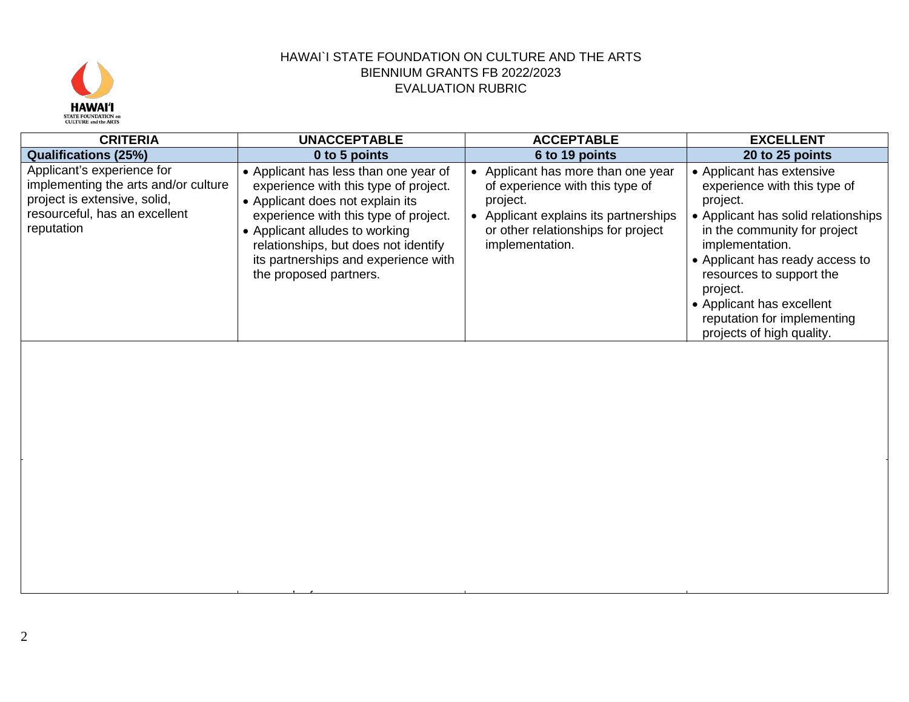HAWAI`I STATE FOUNDATION ON CULTURE AND THE ARTS
BIENNIUM GRANTS FB 2022/2023
EVALUATION RUBRIC

| CRITERIA | UNACCEPTABLE | ACCEPTABLE | EXCELLENT |
|---|---|---|---|
| **Qualifications (25%)** | **0 to 5 points** | **6 to 19 points** | **20 to 25 points** |
| Applicant's experience for implementing the arts and/or culture project is extensive, solid, resourceful, has an excellent reputation | • Applicant has less than one year of experience with this type of project.<br>• Applicant does not explain its experience with this type of project.<br>• Applicant alludes to working relationships, but does not identify its partnerships and experience with the proposed partners. | • Applicant has more than one year of experience with this type of project.<br>• Applicant explains its partnerships or other relationships for project implementation. | • Applicant has extensive experience with this type of project.<br>• Applicant has solid relationships in the community for project implementation.<br>• Applicant has ready access to resources to support the project.<br>• Applicant has excellent reputation for implementing projects of high quality. |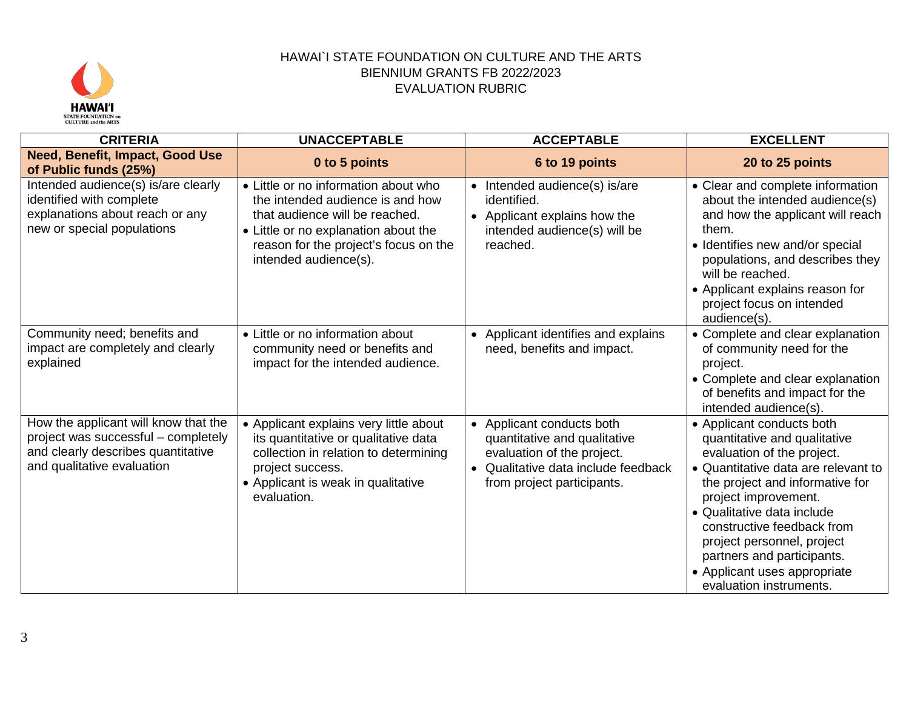HAWAI`I STATE FOUNDATION ON CULTURE AND THE ARTS
BIENNIUM GRANTS FB 2022/2023
EVALUATION RUBRIC

| CRITERIA | UNACCEPTABLE | ACCEPTABLE | EXCELLENT |
|---|---|---|---|
| **Need, Benefit, Impact, Good Use of Public funds (25%)** | **0 to 5 points** | **6 to 19 points** | **20 to 25 points** |
| Intended audience(s) is/are clearly identified with complete explanations about reach or any new or special populations | • Little or no information about who the intended audience is and how that audience will be reached.<br>• Little or no explanation about the reason for the project's focus on the intended audience(s). | • Intended audience(s) is/are identified.<br>• Applicant explains how the intended audience(s) will be reached. | • Clear and complete information about the intended audience(s) and how the applicant will reach them.<br>• Identifies new and/or special populations, and describes they will be reached.<br>• Applicant explains reason for project focus on intended audience(s). |
| Community need; benefits and impact are completely and clearly explained | • Little or no information about community need or benefits and impact for the intended audience. | • Applicant identifies and explains need, benefits and impact. | • Complete and clear explanation of community need for the project.<br>• Complete and clear explanation of benefits and impact for the intended audience(s). |
| How the applicant will know that the project was successful – completely and clearly describes quantitative and qualitative evaluation | • Applicant explains very little about its quantitative or qualitative data collection in relation to determining project success.<br>• Applicant is weak in qualitative evaluation. | • Applicant conducts both quantitative and qualitative evaluation of the project.<br>• Qualitative data include feedback from project participants. | • Applicant conducts both quantitative and qualitative evaluation of the project.<br>• Quantitative data are relevant to the project and informative for project improvement.<br>• Qualitative data include constructive feedback from project personnel, project partners and participants.<br>• Applicant uses appropriate evaluation instruments. |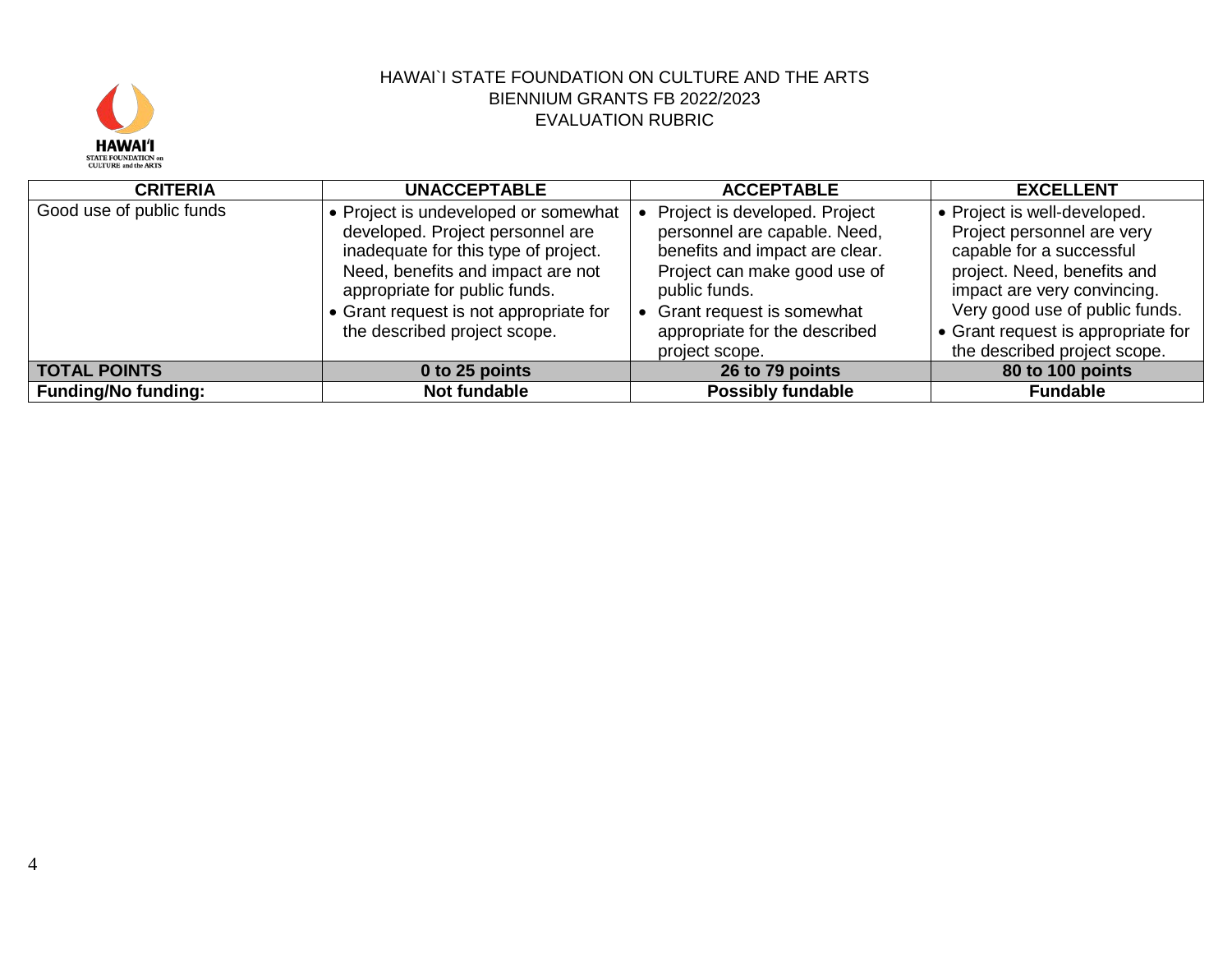HAWAI`I STATE FOUNDATION ON CULTURE AND THE ARTS
BIENNIUM GRANTS FB 2022/2023
EVALUATION RUBRIC

| CRITERIA | UNACCEPTABLE | ACCEPTABLE | EXCELLENT |
|---|---|---|---|
| Good use of public funds | • Project is undeveloped or somewhat developed. Project personnel are inadequate for this type of project. Need, benefits and impact are not appropriate for public funds.<br>• Grant request is not appropriate for the described project scope. | • Project is developed. Project personnel are capable. Need, benefits and impact are clear. Project can make good use of public funds.<br>• Grant request is somewhat appropriate for the described project scope. | • Project is well-developed. Project personnel are very capable for a successful project. Need, benefits and impact are very convincing. Very good use of public funds.<br>• Grant request is appropriate for the described project scope. |
| **TOTAL POINTS** | **0 to 25 points** | **26 to 79 points** | **80 to 100 points** |
| **Funding/No funding:** | **Not fundable** | **Possibly fundable** | **Fundable** |